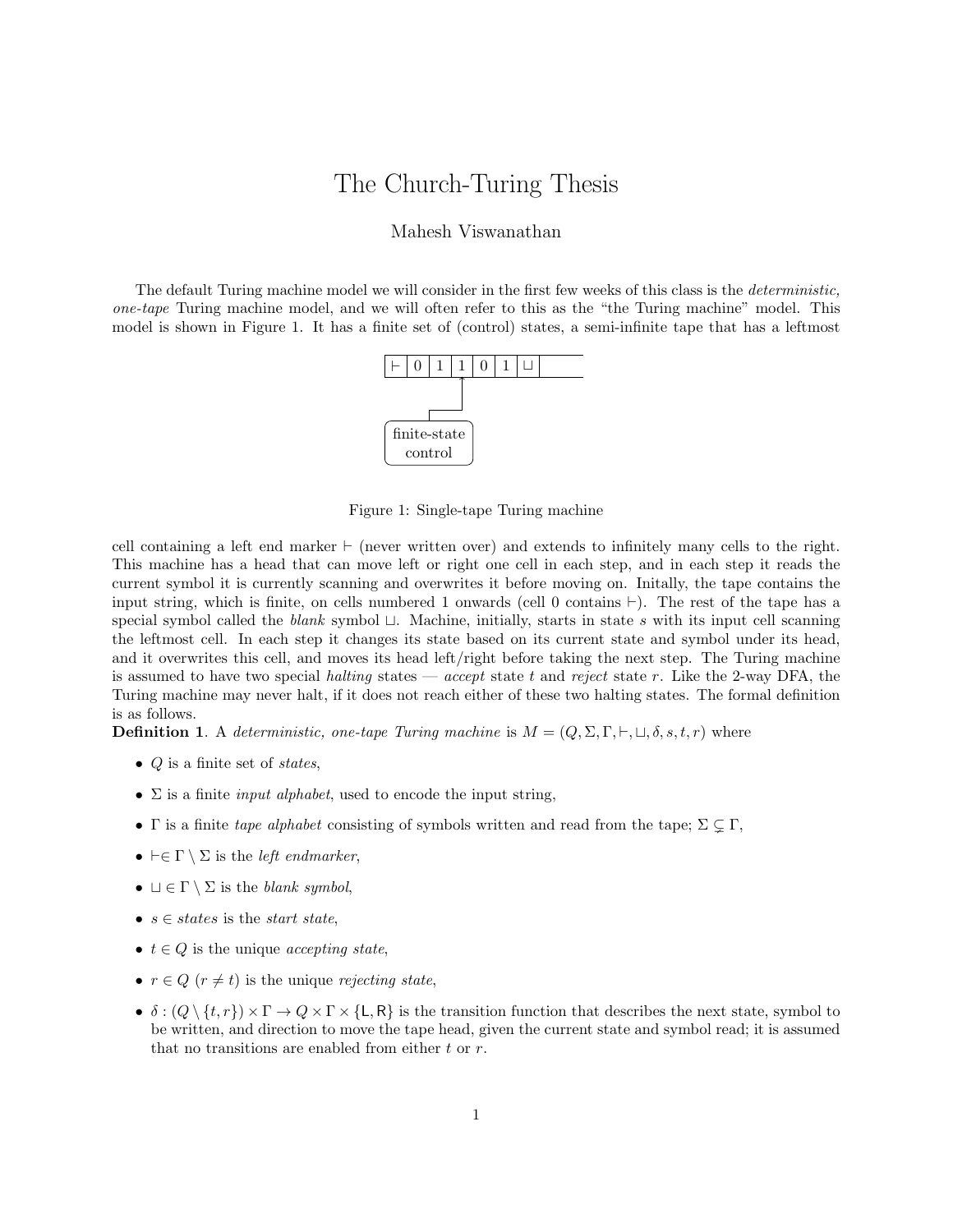# The Church-Turing Thesis

Mahesh Viswanathan

The default Turing machine model we will consider in the first few weeks of this class is the *deterministic, one-tape* Turing machine model, and we will often refer to this as the "the Turing machine" model. This model is shown in Figure 1. It has a finite set of (control) states, a semi-infinite tape that has a leftmost cell containing a left end marker $\vdash$ (never written over) and extends to infinitely many cells to the right. This machine has a head that can move left or right one cell in each step, and in each step it reads the current symbol it is currently scanning and overwrites it before moving on. Initally, the tape contains the input string, which is finite, on cells numbered 1 onwards (cell 0 contains $\vdash$). The rest of the tape has a special symbol called the *blank* symbol $\sqcup$. Machine, initially, starts in state $s$ with its input cell scanning the leftmost cell. In each step it changes its state based on its current state and symbol under its head, and it overwrites this cell, and moves its head left/right before taking the next step. The Turing machine is assumed to have two special *halting* states — *accept* state $t$ and *reject* state $r$. Like the 2-way DFA, the Turing machine may never halt, if it does not reach either of these two halting states. The formal definition is as follows.

Figure 1: Single-tape Turing machine

**Definition 1**. A *deterministic, one-tape Turing machine* is $M = (Q, \Sigma, \Gamma, \vdash, \sqcup, \delta, s, t, r)$ where

- $Q$ is a finite set of *states*,
- $\Sigma$ is a finite *input alphabet*, used to encode the input string,
- $\Gamma$ is a finite *tape alphabet* consisting of symbols written and read from the tape; $\Sigma \subsetneq \Gamma$,
- $\vdash \in \Gamma \setminus \Sigma$ is the *left endmarker*,
- $\sqcup \in \Gamma \setminus \Sigma$ is the *blank symbol*,
- $s \in$ *states* is the *start state*,
- $t \in Q$ is the unique *accepting state*,
- $r \in Q$ ($r \neq t$) is the unique *rejecting state*,
- $\delta : (Q \setminus \{t, r\}) \times \Gamma \to Q \times \Gamma \times \{\mathsf{L}, \mathsf{R}\}$ is the transition function that describes the next state, symbol to be written, and direction to move the tape head, given the current state and symbol read; it is assumed that no transitions are enabled from either $t$ or $r$.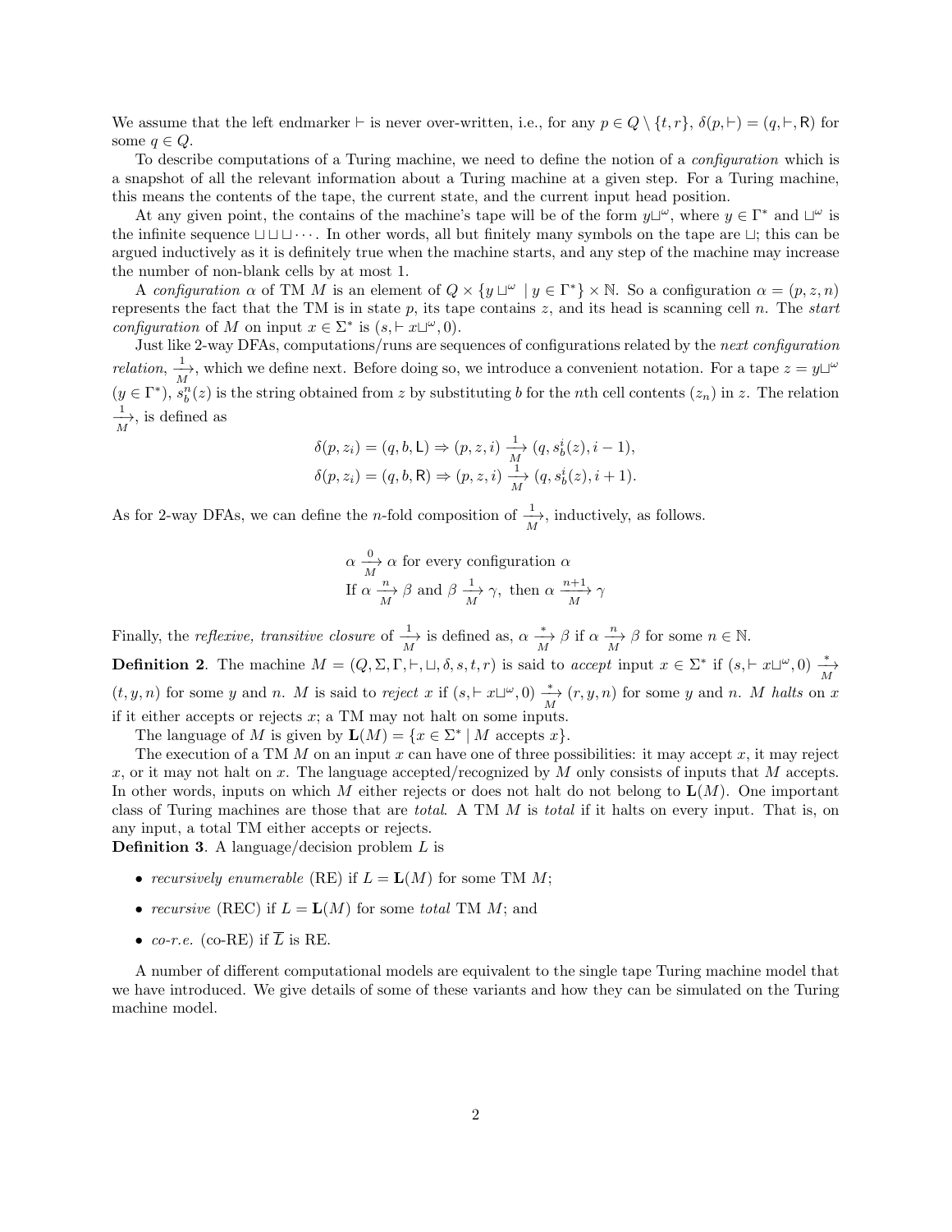We assume that the left endmarker $\vdash$ is never over-written, i.e., for any $p \in Q \setminus \{t, r\}$, $\delta(p, \vdash) = (q, \vdash, \mathsf{R})$ for some $q \in Q$.

To describe computations of a Turing machine, we need to define the notion of a *configuration* which is a snapshot of all the relevant information about a Turing machine at a given step. For a Turing machine, this means the contents of the tape, the current state, and the current input head position.

At any given point, the contains of the machine's tape will be of the form $y\sqcup^\omega$, where $y \in \Gamma^*$ and $\sqcup^\omega$ is the infinite sequence $\sqcup\sqcup\sqcup\cdots$. In other words, all but finitely many symbols on the tape are $\sqcup$; this can be argued inductively as it is definitely true when the machine starts, and any step of the machine may increase the number of non-blank cells by at most 1.

A *configuration* $\alpha$ of TM $M$ is an element of $Q \times \{y\sqcup^\omega \mid y \in \Gamma^*\} \times \mathbb{N}$. So a configuration $\alpha = (p, z, n)$ represents the fact that the TM is in state $p$, its tape contains $z$, and its head is scanning cell $n$. The *start configuration* of $M$ on input $x \in \Sigma^*$ is $(s, \vdash x\sqcup^\omega, 0)$.

Just like 2-way DFAs, computations/runs are sequences of configurations related by the *next configuration relation*, $\xrightarrow[M]{1}$, which we define next. Before doing so, we introduce a convenient notation. For a tape $z = y\sqcup^\omega$ ($y \in \Gamma^*$), $s_b^n(z)$ is the string obtained from $z$ by substituting $b$ for the $n$th cell contents ($z_n$) in $z$. The relation $\xrightarrow[M]{1}$, is defined as

$$\delta(p, z_i) = (q, b, \mathsf{L}) \Rightarrow (p, z, i) \xrightarrow[M]{1} (q, s_b^i(z), i-1),$$
$$\delta(p, z_i) = (q, b, \mathsf{R}) \Rightarrow (p, z, i) \xrightarrow[M]{1} (q, s_b^i(z), i+1).$$

As for 2-way DFAs, we can define the $n$-fold composition of $\xrightarrow[M]{1}$, inductively, as follows.

$$\alpha \xrightarrow[M]{0} \alpha \text{ for every configuration } \alpha$$
$$\text{If } \alpha \xrightarrow[M]{n} \beta \text{ and } \beta \xrightarrow[M]{1} \gamma, \text{ then } \alpha \xrightarrow[M]{n+1} \gamma$$

Finally, the *reflexive, transitive closure* of $\xrightarrow[M]{1}$ is defined as, $\alpha \xrightarrow[M]{*} \beta$ if $\alpha \xrightarrow[M]{n} \beta$ for some $n \in \mathbb{N}$.

**Definition 2**. The machine $M = (Q, \Sigma, \Gamma, \vdash, \sqcup, \delta, s, t, r)$ is said to *accept* input $x \in \Sigma^*$ if $(s, \vdash x\sqcup^\omega, 0) \xrightarrow[M]{*} (t, y, n)$ for some $y$ and $n$. $M$ is said to *reject* $x$ if $(s, \vdash x\sqcup^\omega, 0) \xrightarrow[M]{*} (r, y, n)$ for some $y$ and $n$. $M$ *halts* on $x$ if it either accepts or rejects $x$; a TM may not halt on some inputs.

The language of $M$ is given by $\mathbf{L}(M) = \{x \in \Sigma^* \mid M \text{ accepts } x\}$.

The execution of a TM $M$ on an input $x$ can have one of three possibilities: it may accept $x$, it may reject $x$, or it may not halt on $x$. The language accepted/recognized by $M$ only consists of inputs that $M$ accepts. In other words, inputs on which $M$ either rejects or does not halt do not belong to $\mathbf{L}(M)$. One important class of Turing machines are those that are *total*. A TM $M$ is *total* if it halts on every input. That is, on any input, a total TM either accepts or rejects.

**Definition 3**. A language/decision problem $L$ is

- *recursively enumerable* (RE) if $L = \mathbf{L}(M)$ for some TM $M$;
- *recursive* (REC) if $L = \mathbf{L}(M)$ for some *total* TM $M$; and
- *co-r.e.* (co-RE) if $\overline{L}$ is RE.

A number of different computational models are equivalent to the single tape Turing machine model that we have introduced. We give details of some of these variants and how they can be simulated on the Turing machine model.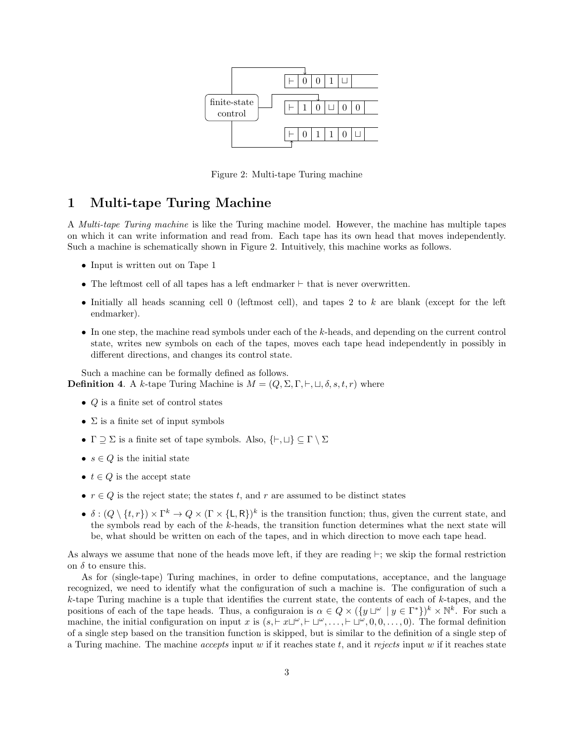Figure 2: Multi-tape Turing machine

# 1 Multi-tape Turing Machine

A *Multi-tape Turing machine* is like the Turing machine model. However, the machine has multiple tapes on which it can write information and read from. Each tape has its own head that moves independently. Such a machine is schematically shown in Figure 2. Intuitively, this machine works as follows.

- Input is written out on Tape 1
- The leftmost cell of all tapes has a left endmarker $\vdash$ that is never overwritten.
- Initially all heads scanning cell 0 (leftmost cell), and tapes 2 to $k$ are blank (except for the left endmarker).
- In one step, the machine read symbols under each of the $k$-heads, and depending on the current control state, writes new symbols on each of the tapes, moves each tape head independently in possibly in different directions, and changes its control state.

Such a machine can be formally defined as follows.

**Definition 4**. A $k$-tape Turing Machine is $M = (Q, \Sigma, \Gamma, \vdash, \sqcup, \delta, s, t, r)$ where

- $Q$ is a finite set of control states
- $\Sigma$ is a finite set of input symbols
- $\Gamma \supseteq \Sigma$ is a finite set of tape symbols. Also, $\{\vdash, \sqcup\} \subseteq \Gamma \setminus \Sigma$
- $s \in Q$ is the initial state
- $t \in Q$ is the accept state
- $r \in Q$ is the reject state; the states $t$, and $r$ are assumed to be distinct states
- $\delta : (Q \setminus \{t, r\}) \times \Gamma^k \to Q \times (\Gamma \times \{\mathsf{L}, \mathsf{R}\})^k$ is the transition function; thus, given the current state, and the symbols read by each of the $k$-heads, the transition function determines what the next state will be, what should be written on each of the tapes, and in which direction to move each tape head.

As always we assume that none of the heads move left, if they are reading $\vdash$; we skip the formal restriction on $\delta$ to ensure this.

As for (single-tape) Turing machines, in order to define computations, acceptance, and the language recognized, we need to identify what the configuration of such a machine is. The configuration of such a $k$-tape Turing machine is a tuple that identifies the current state, the contents of each of $k$-tapes, and the positions of each of the tape heads. Thus, a configuraion is $\alpha \in Q \times (\{y \sqcup^\omega \mid y \in \Gamma^*\})^k \times \mathbb{N}^k$. For such a machine, the initial configuration on input $x$ is $(s, \vdash x \sqcup^\omega, \vdash \sqcup^\omega, \ldots, \vdash \sqcup^\omega, 0, 0, \ldots, 0)$. The formal definition of a single step based on the transition function is skipped, but is similar to the definition of a single step of a Turing machine. The machine *accepts* input $w$ if it reaches state $t$, and it *rejects* input $w$ if it reaches state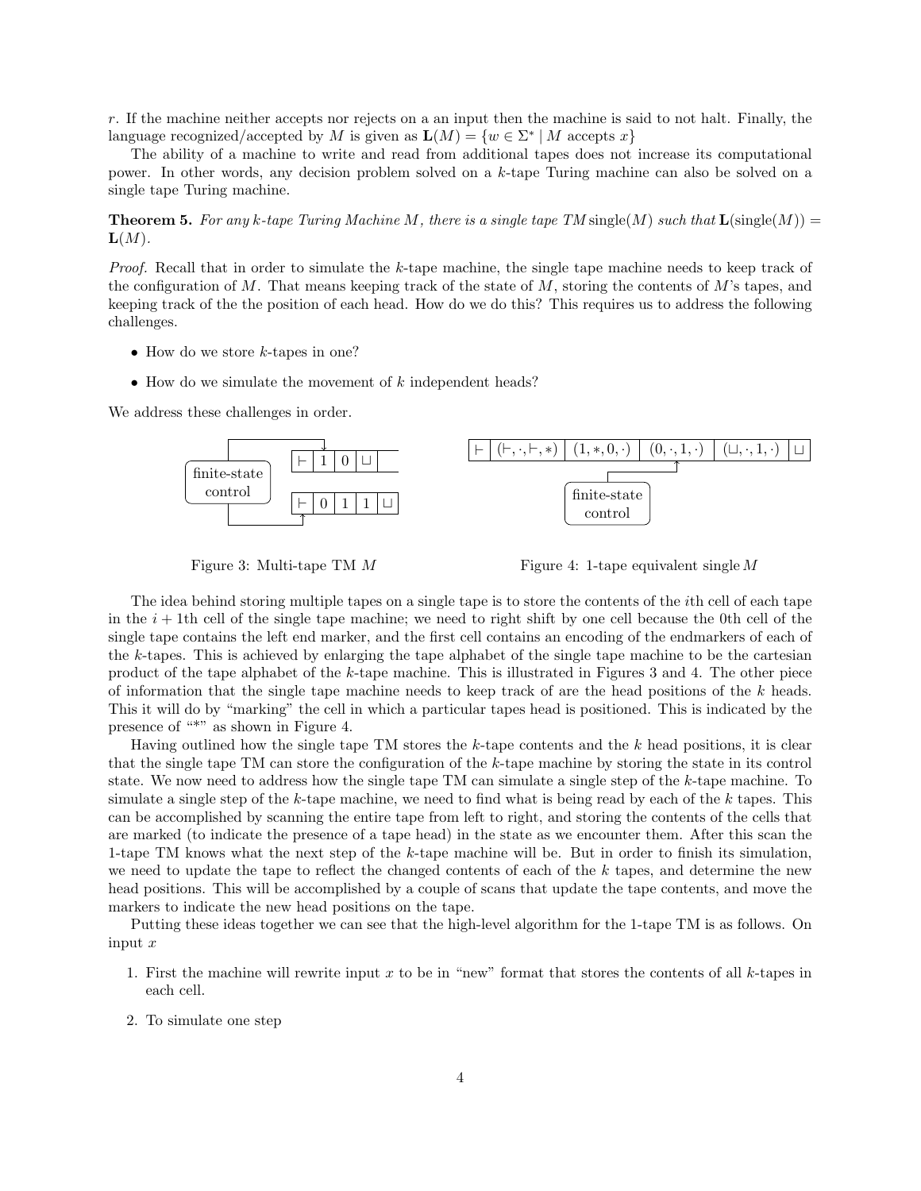$r$. If the machine neither accepts nor rejects on a an input then the machine is said to not halt. Finally, the language recognized/accepted by $M$ is given as $\mathbf{L}(M) = \{w \in \Sigma^* \mid M \text{ accepts } x\}$

The ability of a machine to write and read from additional tapes does not increase its computational power. In other words, any decision problem solved on a $k$-tape Turing machine can also be solved on a single tape Turing machine.

**Theorem 5.** *For any $k$-tape Turing Machine $M$, there is a single tape TM* single$(M)$ *such that* $\mathbf{L}(\text{single}(M)) = \mathbf{L}(M)$.

*Proof.* Recall that in order to simulate the $k$-tape machine, the single tape machine needs to keep track of the configuration of $M$. That means keeping track of the state of $M$, storing the contents of $M$'s tapes, and keeping track of the the position of each head. How do we do this? This requires us to address the following challenges.

- How do we store $k$-tapes in one?
- How do we simulate the movement of $k$ independent heads?

We address these challenges in order.

Figure 3: Multi-tape TM $M$

Figure 4: 1-tape equivalent single $M$

The idea behind storing multiple tapes on a single tape is to store the contents of the $i$th cell of each tape in the $i+1$th cell of the single tape machine; we need to right shift by one cell because the 0th cell of the single tape contains the left end marker, and the first cell contains an encoding of the endmarkers of each of the $k$-tapes. This is achieved by enlarging the tape alphabet of the single tape machine to be the cartesian product of the tape alphabet of the $k$-tape machine. This is illustrated in Figures 3 and 4. The other piece of information that the single tape machine needs to keep track of are the head positions of the $k$ heads. This it will do by "marking" the cell in which a particular tapes head is positioned. This is indicated by the presence of "*" as shown in Figure 4.

Having outlined how the single tape TM stores the $k$-tape contents and the $k$ head positions, it is clear that the single tape TM can store the configuration of the $k$-tape machine by storing the state in its control state. We now need to address how the single tape TM can simulate a single step of the $k$-tape machine. To simulate a single step of the $k$-tape machine, we need to find what is being read by each of the $k$ tapes. This can be accomplished by scanning the entire tape from left to right, and storing the contents of the cells that are marked (to indicate the presence of a tape head) in the state as we encounter them. After this scan the 1-tape TM knows what the next step of the $k$-tape machine will be. But in order to finish its simulation, we need to update the tape to reflect the changed contents of each of the $k$ tapes, and determine the new head positions. This will be accomplished by a couple of scans that update the tape contents, and move the markers to indicate the new head positions on the tape.

Putting these ideas together we can see that the high-level algorithm for the 1-tape TM is as follows. On input $x$

1. First the machine will rewrite input $x$ to be in "new" format that stores the contents of all $k$-tapes in each cell.
2. To simulate one step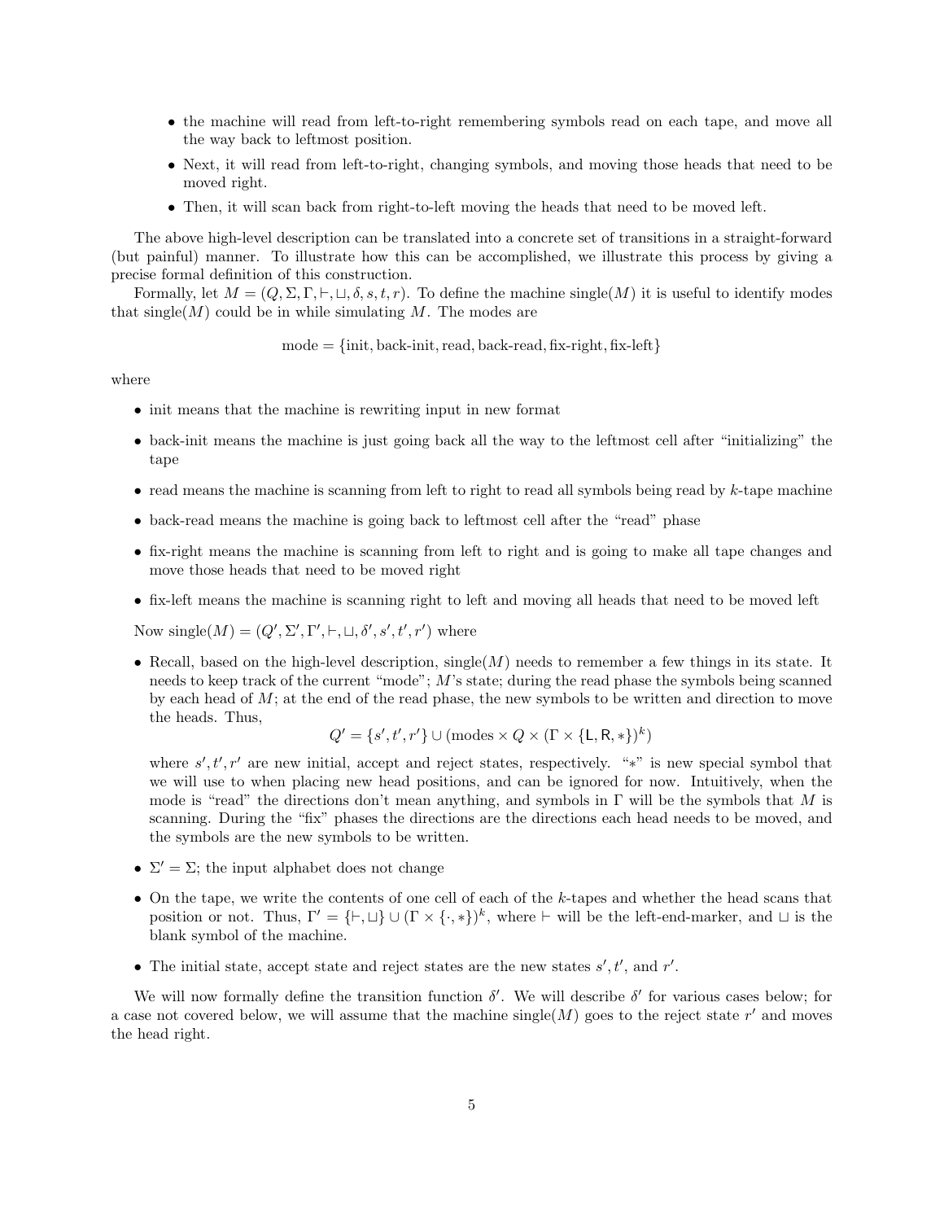- the machine will read from left-to-right remembering symbols read on each tape, and move all the way back to leftmost position.
- Next, it will read from left-to-right, changing symbols, and moving those heads that need to be moved right.
- Then, it will scan back from right-to-left moving the heads that need to be moved left.

The above high-level description can be translated into a concrete set of transitions in a straight-forward (but painful) manner. To illustrate how this can be accomplished, we illustrate this process by giving a precise formal definition of this construction.

Formally, let $M = (Q, \Sigma, \Gamma, \vdash, \sqcup, \delta, s, t, r)$. To define the machine single($M$) it is useful to identify modes that single($M$) could be in while simulating $M$. The modes are

$$\text{mode} = \{\text{init}, \text{back-init}, \text{read}, \text{back-read}, \text{fix-right}, \text{fix-left}\}$$

where

- init means that the machine is rewriting input in new format
- back-init means the machine is just going back all the way to the leftmost cell after "initializing" the tape
- read means the machine is scanning from left to right to read all symbols being read by $k$-tape machine
- back-read means the machine is going back to leftmost cell after the "read" phase
- fix-right means the machine is scanning from left to right and is going to make all tape changes and move those heads that need to be moved right
- fix-left means the machine is scanning right to left and moving all heads that need to be moved left

Now single($M$) $= (Q', \Sigma', \Gamma', \vdash, \sqcup, \delta', s', t', r')$ where

- Recall, based on the high-level description, single($M$) needs to remember a few things in its state. It needs to keep track of the current "mode"; $M$'s state; during the read phase the symbols being scanned by each head of $M$; at the end of the read phase, the new symbols to be written and direction to move the heads. Thus,
$$Q' = \{s', t', r'\} \cup (\text{modes} \times Q \times (\Gamma \times \{\mathsf{L}, \mathsf{R}, *\})^k)$$
where $s', t', r'$ are new initial, accept and reject states, respectively. "$*$" is new special symbol that we will use to when placing new head positions, and can be ignored for now. Intuitively, when the mode is "read" the directions don't mean anything, and symbols in $\Gamma$ will be the symbols that $M$ is scanning. During the "fix" phases the directions are the directions each head needs to be moved, and the symbols are the new symbols to be written.
- $\Sigma' = \Sigma$; the input alphabet does not change
- On the tape, we write the contents of one cell of each of the $k$-tapes and whether the head scans that position or not. Thus, $\Gamma' = \{\vdash, \sqcup\} \cup (\Gamma \times \{\cdot, *\})^k$, where $\vdash$ will be the left-end-marker, and $\sqcup$ is the blank symbol of the machine.
- The initial state, accept state and reject states are the new states $s', t'$, and $r'$.

We will now formally define the transition function $\delta'$. We will describe $\delta'$ for various cases below; for a case not covered below, we will assume that the machine single($M$) goes to the reject state $r'$ and moves the head right.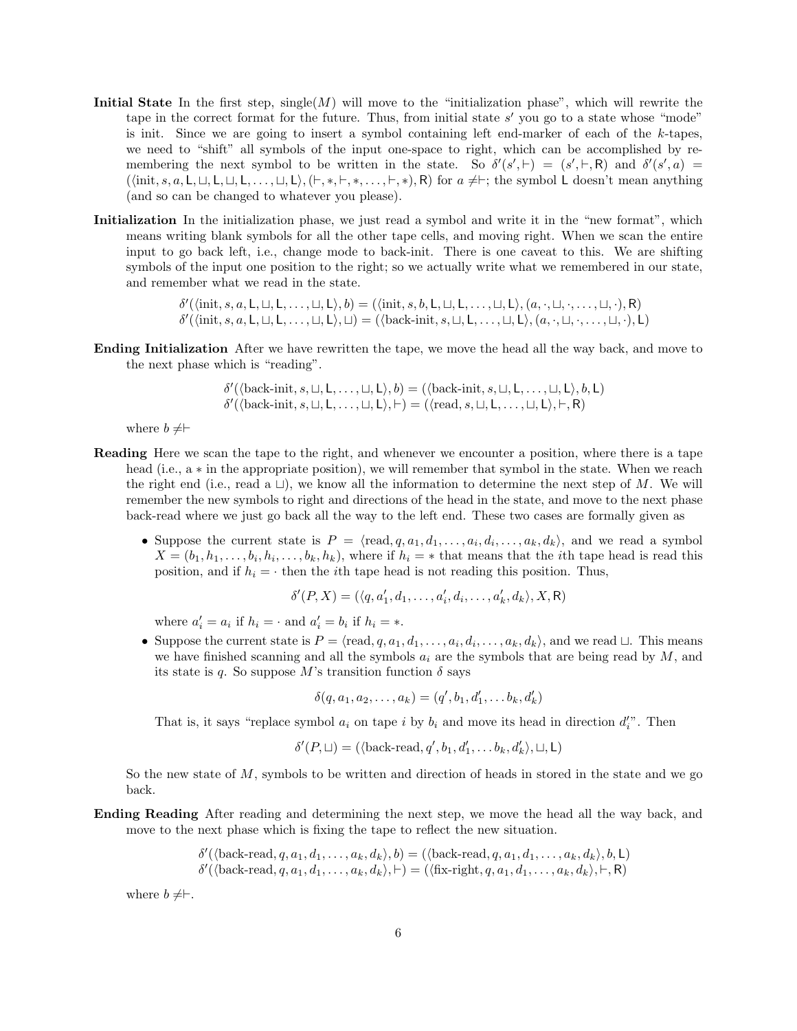**Initial State** In the first step, single($M$) will move to the "initialization phase", which will rewrite the tape in the correct format for the future. Thus, from initial state $s'$ you go to a state whose "mode" is init. Since we are going to insert a symbol containing left end-marker of each of the $k$-tapes, we need to "shift" all symbols of the input one-space to right, which can be accomplished by remembering the next symbol to be written in the state. So $\delta'(s', \vdash) = (s', \vdash, \mathsf{R})$ and $\delta'(s', a) = (\langle \text{init}, s, a, \mathsf{L}, \sqcup, \mathsf{L}, \sqcup, \mathsf{L}, \ldots, \sqcup, \mathsf{L}\rangle, (\vdash, *, \vdash, *, \ldots, \vdash, *), \mathsf{R})$ for $a \neq \vdash$; the symbol $\mathsf{L}$ doesn't mean anything (and so can be changed to whatever you please).

**Initialization** In the initialization phase, we just read a symbol and write it in the "new format", which means writing blank symbols for all the other tape cells, and moving right. When we scan the entire input to go back left, i.e., change mode to back-init. There is one caveat to this. We are shifting symbols of the input one position to the right; so we actually write what we remembered in our state, and remember what we read in the state.

$$\delta'(\langle \text{init}, s, a, \mathsf{L}, \sqcup, \mathsf{L}, \ldots, \sqcup, \mathsf{L}\rangle, b) = (\langle \text{init}, s, b, \mathsf{L}, \sqcup, \mathsf{L}, \ldots, \sqcup, \mathsf{L}\rangle, (a, \cdot, \sqcup, \cdot, \ldots, \sqcup, \cdot), \mathsf{R})$$
$$\delta'(\langle \text{init}, s, a, \mathsf{L}, \sqcup, \mathsf{L}, \ldots, \sqcup, \mathsf{L}\rangle, \sqcup) = (\langle \text{back-init}, s, \sqcup, \mathsf{L}, \ldots, \sqcup, \mathsf{L}\rangle, (a, \cdot, \sqcup, \cdot, \ldots, \sqcup, \cdot), \mathsf{L})$$

**Ending Initialization** After we have rewritten the tape, we move the head all the way back, and move to the next phase which is "reading".

$$\delta'(\langle \text{back-init}, s, \sqcup, \mathsf{L}, \ldots, \sqcup, \mathsf{L}\rangle, b) = (\langle \text{back-init}, s, \sqcup, \mathsf{L}, \ldots, \sqcup, \mathsf{L}\rangle, b, \mathsf{L})$$
$$\delta'(\langle \text{back-init}, s, \sqcup, \mathsf{L}, \ldots, \sqcup, \mathsf{L}\rangle, \vdash) = (\langle \text{read}, s, \sqcup, \mathsf{L}, \ldots, \sqcup, \mathsf{L}\rangle, \vdash, \mathsf{R})$$

where $b \neq \vdash$

**Reading** Here we scan the tape to the right, and whenever we encounter a position, where there is a tape head (i.e., a $*$ in the appropriate position), we will remember that symbol in the state. When we reach the right end (i.e., read a $\sqcup$), we know all the information to determine the next step of $M$. We will remember the new symbols to right and directions of the head in the state, and move to the next phase back-read where we just go back all the way to the left end. These two cases are formally given as

- Suppose the current state is $P = \langle \text{read}, q, a_1, d_1, \ldots, a_i, d_i, \ldots, a_k, d_k\rangle$, and we read a symbol $X = (b_1, h_1, \ldots, b_i, h_i, \ldots, b_k, h_k)$, where if $h_i = *$ that means that the $i$th tape head is read this position, and if $h_i = \cdot$ then the $i$th tape head is not reading this position. Thus,

$$\delta'(P, X) = (\langle q, a_1', d_1, \ldots, a_i', d_i, \ldots, a_k', d_k\rangle, X, \mathsf{R})$$

  where $a_i' = a_i$ if $h_i = \cdot$ and $a_i' = b_i$ if $h_i = *$.

- Suppose the current state is $P = \langle \text{read}, q, a_1, d_1, \ldots, a_i, d_i, \ldots, a_k, d_k\rangle$, and we read $\sqcup$. This means we have finished scanning and all the symbols $a_i$ are the symbols that are being read by $M$, and its state is $q$. So suppose $M$'s transition function $\delta$ says

$$\delta(q, a_1, a_2, \ldots, a_k) = (q', b_1, d_1', \ldots b_k, d_k')$$

  That is, it says "replace symbol $a_i$ on tape $i$ by $b_i$ and move its head in direction $d_i'$". Then

$$\delta'(P, \sqcup) = (\langle \text{back-read}, q', b_1, d_1', \ldots b_k, d_k'\rangle, \sqcup, \mathsf{L})$$

So the new state of $M$, symbols to be written and direction of heads in stored in the state and we go back.

**Ending Reading** After reading and determining the next step, we move the head all the way back, and move to the next phase which is fixing the tape to reflect the new situation.

$$\delta'(\langle \text{back-read}, q, a_1, d_1, \ldots, a_k, d_k\rangle, b) = (\langle \text{back-read}, q, a_1, d_1, \ldots, a_k, d_k\rangle, b, \mathsf{L})$$
$$\delta'(\langle \text{back-read}, q, a_1, d_1, \ldots, a_k, d_k\rangle, \vdash) = (\langle \text{fix-right}, q, a_1, d_1, \ldots, a_k, d_k\rangle, \vdash, \mathsf{R})$$

where $b \neq \vdash$.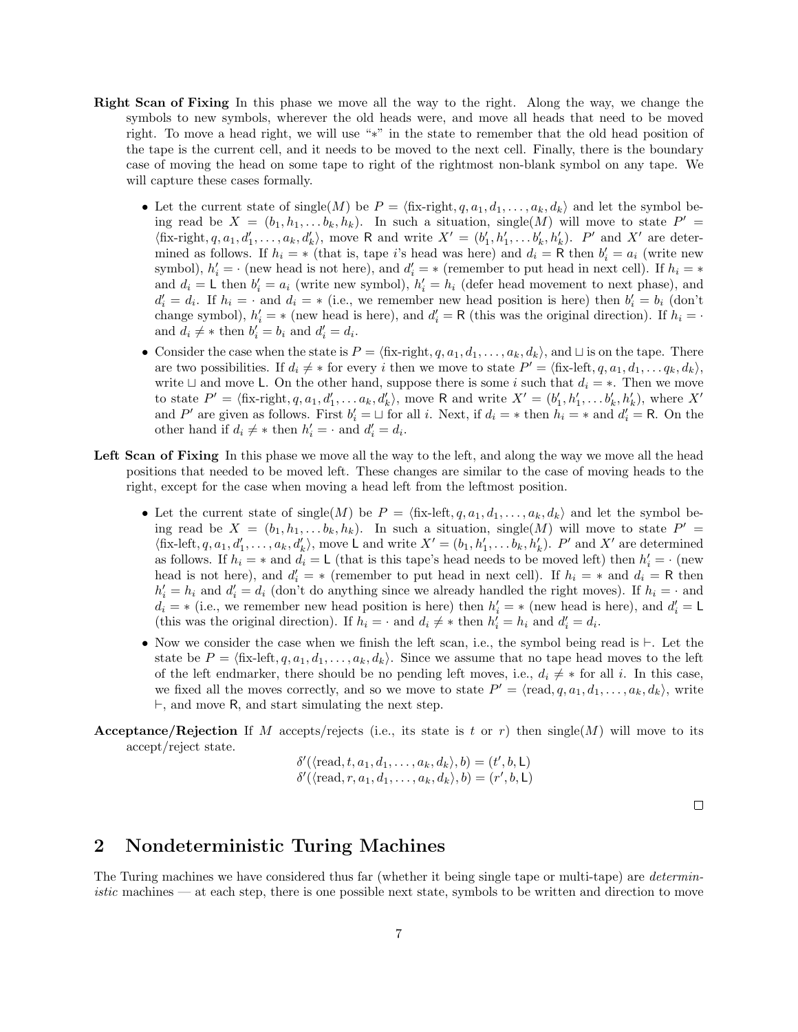**Right Scan of Fixing** In this phase we move all the way to the right. Along the way, we change the symbols to new symbols, wherever the old heads were, and move all heads that need to be moved right. To move a head right, we will use "$*$" in the state to remember that the old head position of the tape is the current cell, and it needs to be moved to the next cell. Finally, there is the boundary case of moving the head on some tape to right of the rightmost non-blank symbol on any tape. We will capture these cases formally.

- Let the current state of single($M$) be $P = \langle \text{fix-right}, q, a_1, d_1, \ldots, a_k, d_k \rangle$ and let the symbol being read be $X = (b_1, h_1, \ldots b_k, h_k)$. In such a situation, single($M$) will move to state $P' = \langle \text{fix-right}, q, a_1, d_1', \ldots, a_k, d_k' \rangle$, move $\mathsf{R}$ and write $X' = (b_1', h_1', \ldots b_k', h_k')$. $P'$ and $X'$ are determined as follows. If $h_i = *$ (that is, tape $i$'s head was here) and $d_i = \mathsf{R}$ then $b_i' = a_i$ (write new symbol), $h_i' = \cdot$ (new head is not here), and $d_i' = *$ (remember to put head in next cell). If $h_i = *$ and $d_i = \mathsf{L}$ then $b_i' = a_i$ (write new symbol), $h_i' = h_i$ (defer head movement to next phase), and $d_i' = d_i$. If $h_i = \cdot$ and $d_i = *$ (i.e., we remember new head position is here) then $b_i' = b_i$ (don't change symbol), $h_i' = *$ (new head is here), and $d_i' = \mathsf{R}$ (this was the original direction). If $h_i = \cdot$ and $d_i \neq *$ then $b_i' = b_i$ and $d_i' = d_i$.
- Consider the case when the state is $P = \langle \text{fix-right}, q, a_1, d_1, \ldots, a_k, d_k \rangle$, and $\sqcup$ is on the tape. There are two possibilities. If $d_i \neq *$ for every $i$ then we move to state $P' = \langle \text{fix-left}, q, a_1, d_1, \ldots q_k, d_k \rangle$, write $\sqcup$ and move $\mathsf{L}$. On the other hand, suppose there is some $i$ such that $d_i = *$. Then we move to state $P' = \langle \text{fix-right}, q, a_1, d_1', \ldots a_k, d_k' \rangle$, move $\mathsf{R}$ and write $X' = (b_1', h_1', \ldots b_k', h_k')$, where $X'$ and $P'$ are given as follows. First $b_i' = \sqcup$ for all $i$. Next, if $d_i = *$ then $h_i = *$ and $d_i' = \mathsf{R}$. On the other hand if $d_i \neq *$ then $h_i' = \cdot$ and $d_i' = d_i$.

**Left Scan of Fixing** In this phase we move all the way to the left, and along the way we move all the head positions that needed to be moved left. These changes are similar to the case of moving heads to the right, except for the case when moving a head left from the leftmost position.

- Let the current state of single($M$) be $P = \langle \text{fix-left}, q, a_1, d_1, \ldots, a_k, d_k \rangle$ and let the symbol being read be $X = (b_1, h_1, \ldots b_k, h_k)$. In such a situation, single($M$) will move to state $P' = \langle \text{fix-left}, q, a_1, d_1', \ldots, a_k, d_k' \rangle$, move $\mathsf{L}$ and write $X' = (b_1, h_1', \ldots b_k, h_k')$. $P'$ and $X'$ are determined as follows. If $h_i = *$ and $d_i = \mathsf{L}$ (that is this tape's head needs to be moved left) then $h_i' = \cdot$ (new head is not here), and $d_i' = *$ (remember to put head in next cell). If $h_i = *$ and $d_i = \mathsf{R}$ then $h_i' = h_i$ and $d_i' = d_i$ (don't do anything since we already handled the right moves). If $h_i = \cdot$ and $d_i = *$ (i.e., we remember new head position is here) then $h_i' = *$ (new head is here), and $d_i' = \mathsf{L}$ (this was the original direction). If $h_i = \cdot$ and $d_i \neq *$ then $h_i' = h_i$ and $d_i' = d_i$.
- Now we consider the case when we finish the left scan, i.e., the symbol being read is $\vdash$. Let the state be $P = \langle \text{fix-left}, q, a_1, d_1, \ldots, a_k, d_k \rangle$. Since we assume that no tape head moves to the left of the left endmarker, there should be no pending left moves, i.e., $d_i \neq *$ for all $i$. In this case, we fixed all the moves correctly, and so we move to state $P' = \langle \text{read}, q, a_1, d_1, \ldots, a_k, d_k \rangle$, write $\vdash$, and move $\mathsf{R}$, and start simulating the next step.

**Acceptance/Rejection** If $M$ accepts/rejects (i.e., its state is $t$ or $r$) then single($M$) will move to its accept/reject state.

$$\delta'(\langle \text{read}, t, a_1, d_1, \ldots, a_k, d_k \rangle, b) = (t', b, \mathsf{L})$$
$$\delta'(\langle \text{read}, r, a_1, d_1, \ldots, a_k, d_k \rangle, b) = (r', b, \mathsf{L})$$

□

## 2 Nondeterministic Turing Machines

The Turing machines we have considered thus far (whether it being single tape or multi-tape) are *deterministic* machines — at each step, there is one possible next state, symbols to be written and direction to move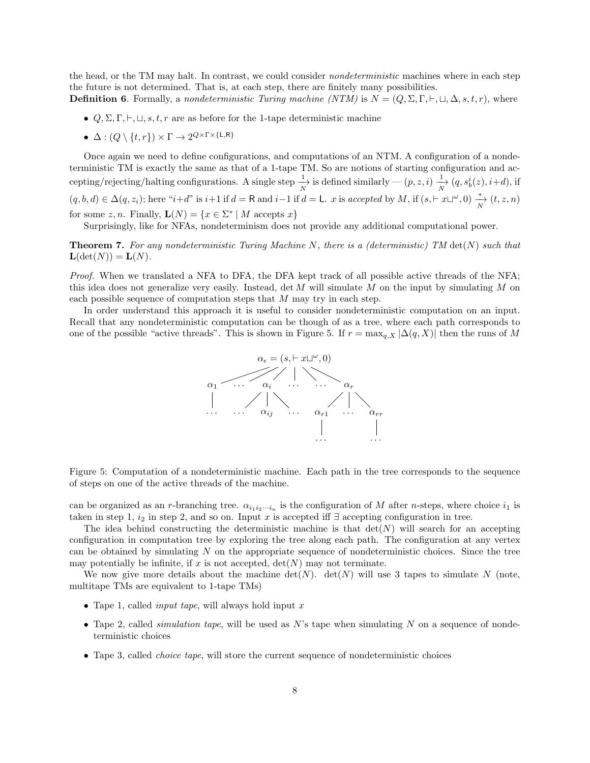the head, or the TM may halt. In contrast, we could consider *nondeterministic* machines where in each step the future is not determined. That is, at each step, there are finitely many possibilities.

**Definition 6**. Formally, a *nondeterministic Turing machine (NTM)* is $N = (Q, \Sigma, \Gamma, \vdash, \sqcup, \Delta, s, t, r)$, where

- $Q, \Sigma, \Gamma, \vdash, \sqcup, s, t, r$ are as before for the 1-tape deterministic machine
- $\Delta : (Q \setminus \{t, r\}) \times \Gamma \to 2^{Q \times \Gamma \times \{\mathsf{L}, \mathsf{R}\}}$

Once again we need to define configurations, and computations of an NTM. A configuration of a nondeterministic TM is exactly the same as that of a 1-tape TM. So are notions of starting configuration and accepting/rejecting/halting configurations. A single step $\xrightarrow[N]{1}$ is defined similarly — $(p, z, i) \xrightarrow[N]{1} (q, s_b^i(z), i+d)$, if $(q, b, d) \in \Delta(q, z_i)$; here "$i+d$" is $i+1$ if $d = \mathsf{R}$ and $i-1$ if $d = \mathsf{L}$. $x$ is *accepted* by $M$, if $(s, \vdash x\sqcup^\omega, 0) \xrightarrow[N]{*} (t, z, n)$ for some $z, n$. Finally, $\mathbf{L}(N) = \{x \in \Sigma^* \mid M \text{ accepts } x\}$

Surprisingly, like for NFAs, nondeterminism does not provide any additional computational power.

**Theorem 7.** *For any nondeterministic Turing Machine $N$, there is a (deterministic) TM $\det(N)$ such that $\mathbf{L}(\det(N)) = \mathbf{L}(N)$.*

*Proof.* When we translated a NFA to DFA, the DFA kept track of all possible active threads of the NFA; this idea does not generalize very easily. Instead, $\det M$ will simulate $M$ on the input by simulating $M$ on each possible sequence of computation steps that $M$ may try in each step.

In order understand this approach it is useful to consider nondeterministic computation on an input. Recall that any nondeterministic computation can be though of as a tree, where each path corresponds to one of the possible "active threads". This is shown in Figure 5. If $r = \max_{q,X} |\Delta(q, X)|$ then the runs of $M$

$$
\begin{array}{c}
\alpha_\epsilon = (s, \vdash x\sqcup^\omega, 0) \\
\alpha_1 \quad \cdots \quad \alpha_i \quad \cdots \quad \cdots \quad \alpha_r \\
\cdots \quad \cdots \quad \alpha_{ij} \quad \cdots \quad \alpha_{r1} \quad \cdots \quad \alpha_{rr} \\
\cdots \qquad \cdots
\end{array}
$$

Figure 5: Computation of a nondeterministic machine. Each path in the tree corresponds to the sequence of steps on one of the active threads of the machine.

can be organized as an $r$-branching tree. $\alpha_{i_1 i_2 \cdots i_n}$ is the configuration of $M$ after $n$-steps, where choice $i_1$ is taken in step 1, $i_2$ in step 2, and so on. Input $x$ is accepted iff $\exists$ accepting configuration in tree.

The idea behind constructing the deterministic machine is that $\det(N)$ will search for an accepting configuration in computation tree by exploring the tree along each path. The configuration at any vertex can be obtained by simulating $N$ on the appropriate sequence of nondeterministic choices. Since the tree may potentially be infinite, if $x$ is not accepted, $\det(N)$ may not terminate.

We now give more details about the machine $\det(N)$. $\det(N)$ will use 3 tapes to simulate $N$ (note, multitape TMs are equivalent to 1-tape TMs)

- Tape 1, called *input tape*, will always hold input $x$
- Tape 2, called *simulation tape*, will be used as $N$'s tape when simulating $N$ on a sequence of nondeterministic choices
- Tape 3, called *choice tape*, will store the current sequence of nondeterministic choices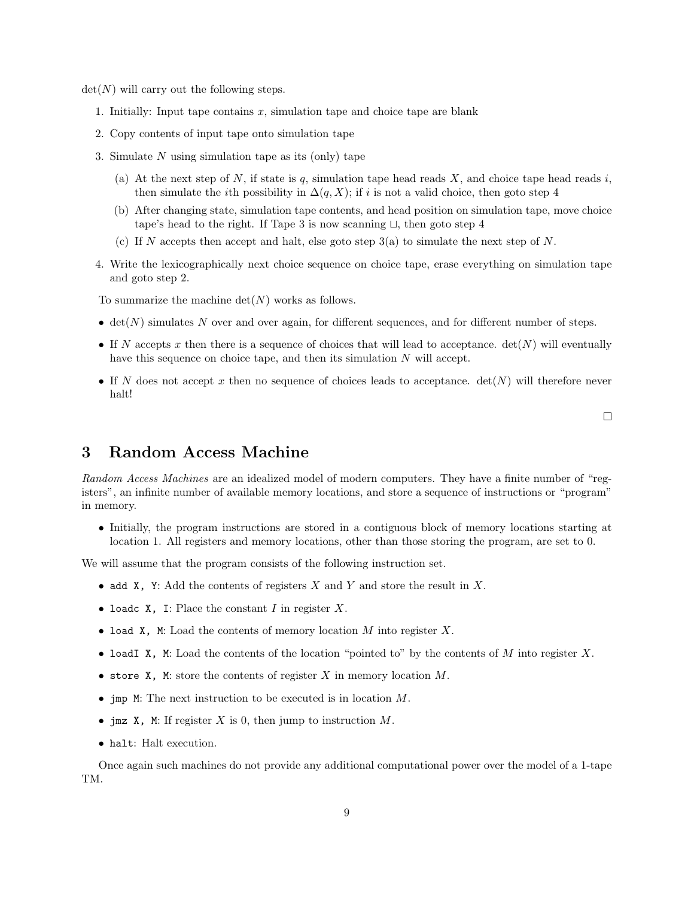$\det(N)$ will carry out the following steps.

1. Initially: Input tape contains $x$, simulation tape and choice tape are blank
2. Copy contents of input tape onto simulation tape
3. Simulate $N$ using simulation tape as its (only) tape
   (a) At the next step of $N$, if state is $q$, simulation tape head reads $X$, and choice tape head reads $i$, then simulate the $i$th possibility in $\Delta(q, X)$; if $i$ is not a valid choice, then goto step 4
   (b) After changing state, simulation tape contents, and head position on simulation tape, move choice tape's head to the right. If Tape 3 is now scanning $\sqcup$, then goto step 4
   (c) If $N$ accepts then accept and halt, else goto step 3(a) to simulate the next step of $N$.
4. Write the lexicographically next choice sequence on choice tape, erase everything on simulation tape and goto step 2.

To summarize the machine $\det(N)$ works as follows.

- $\det(N)$ simulates $N$ over and over again, for different sequences, and for different number of steps.
- If $N$ accepts $x$ then there is a sequence of choices that will lead to acceptance. $\det(N)$ will eventually have this sequence on choice tape, and then its simulation $N$ will accept.
- If $N$ does not accept $x$ then no sequence of choices leads to acceptance. $\det(N)$ will therefore never halt!

□

# 3 Random Access Machine

*Random Access Machines* are an idealized model of modern computers. They have a finite number of "registers", an infinite number of available memory locations, and store a sequence of instructions or "program" in memory.

- Initially, the program instructions are stored in a contiguous block of memory locations starting at location 1. All registers and memory locations, other than those storing the program, are set to 0.

We will assume that the program consists of the following instruction set.

- `add X, Y`: Add the contents of registers $X$ and $Y$ and store the result in $X$.
- `loadc X, I`: Place the constant $I$ in register $X$.
- `load X, M`: Load the contents of memory location $M$ into register $X$.
- `loadI X, M`: Load the contents of the location "pointed to" by the contents of $M$ into register $X$.
- `store X, M`: store the contents of register $X$ in memory location $M$.
- `jmp M`: The next instruction to be executed is in location $M$.
- `jmz X, M`: If register $X$ is 0, then jump to instruction $M$.
- `halt`: Halt execution.

Once again such machines do not provide any additional computational power over the model of a 1-tape TM.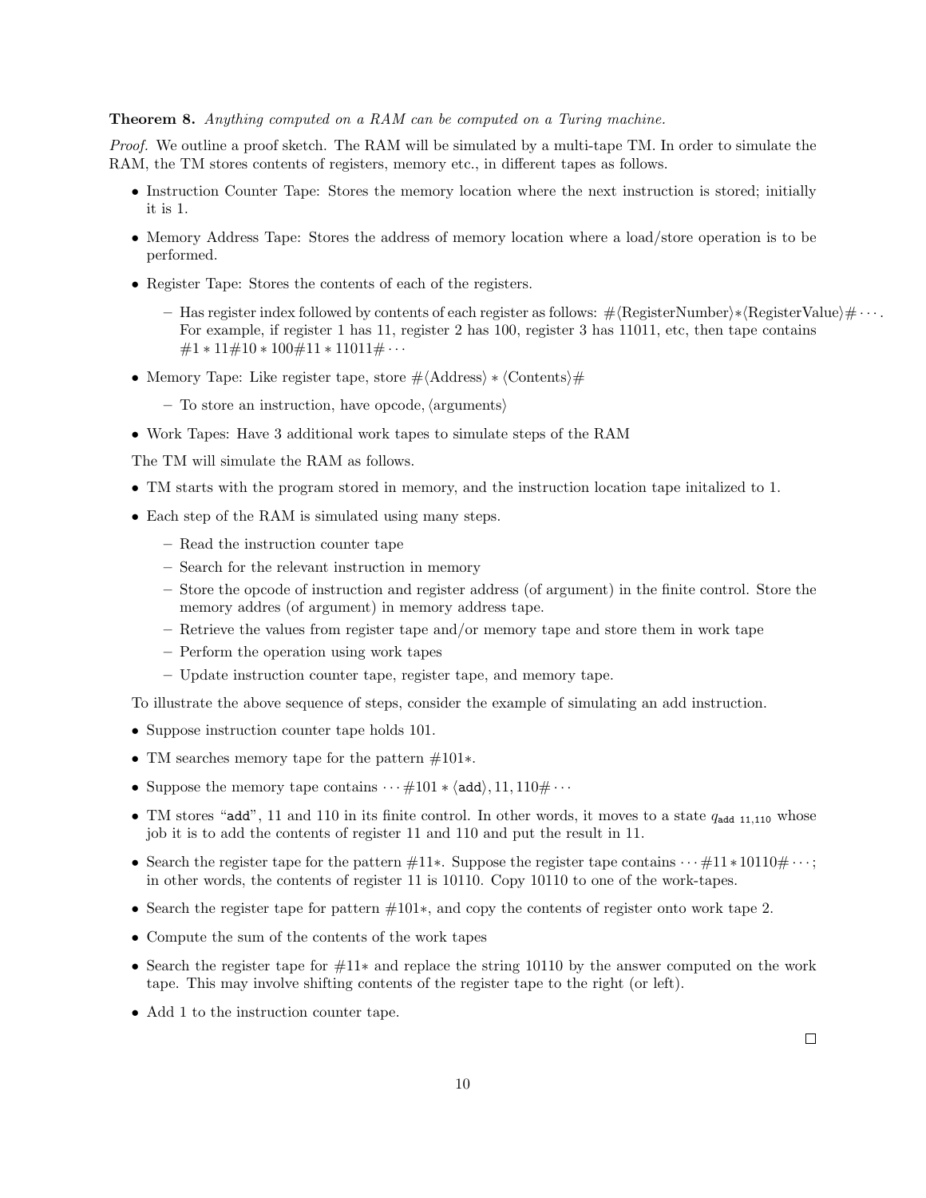**Theorem 8.** *Anything computed on a RAM can be computed on a Turing machine.*

*Proof.* We outline a proof sketch. The RAM will be simulated by a multi-tape TM. In order to simulate the RAM, the TM stores contents of registers, memory etc., in different tapes as follows.

- Instruction Counter Tape: Stores the memory location where the next instruction is stored; initially it is 1.
- Memory Address Tape: Stores the address of memory location where a load/store operation is to be performed.
- Register Tape: Stores the contents of each of the registers.
  - Has register index followed by contents of each register as follows: $\#\langle\text{RegisterNumber}\rangle * \langle\text{RegisterValue}\rangle\# \cdots$. For example, if register 1 has 11, register 2 has 100, register 3 has 11011, etc, then tape contains $\#1 * 11\#10 * 100\#11 * 11011\# \cdots$
- Memory Tape: Like register tape, store $\#\langle\text{Address}\rangle * \langle\text{Contents}\rangle\#$
  - To store an instruction, have opcode, $\langle\text{arguments}\rangle$
- Work Tapes: Have 3 additional work tapes to simulate steps of the RAM

The TM will simulate the RAM as follows.

- TM starts with the program stored in memory, and the instruction location tape initalized to 1.
- Each step of the RAM is simulated using many steps.
  - Read the instruction counter tape
  - Search for the relevant instruction in memory
  - Store the opcode of instruction and register address (of argument) in the finite control. Store the memory addres (of argument) in memory address tape.
  - Retrieve the values from register tape and/or memory tape and store them in work tape
  - Perform the operation using work tapes
  - Update instruction counter tape, register tape, and memory tape.

To illustrate the above sequence of steps, consider the example of simulating an add instruction.

- Suppose instruction counter tape holds 101.
- TM searches memory tape for the pattern $\#101*$.
- Suppose the memory tape contains $\cdots \#101 * \langle\texttt{add}\rangle, 11, 110\# \cdots$
- TM stores "`add`", 11 and 110 in its finite control. In other words, it moves to a state $q_{\texttt{add}\ 11,110}$ whose job it is to add the contents of register 11 and 110 and put the result in 11.
- Search the register tape for the pattern $\#11*$. Suppose the register tape contains $\cdots \#11 * 10110\# \cdots$; in other words, the contents of register 11 is 10110. Copy 10110 to one of the work-tapes.
- Search the register tape for pattern $\#101*$, and copy the contents of register onto work tape 2.
- Compute the sum of the contents of the work tapes
- Search the register tape for $\#11*$ and replace the string 10110 by the answer computed on the work tape. This may involve shifting contents of the register tape to the right (or left).
- Add 1 to the instruction counter tape.

□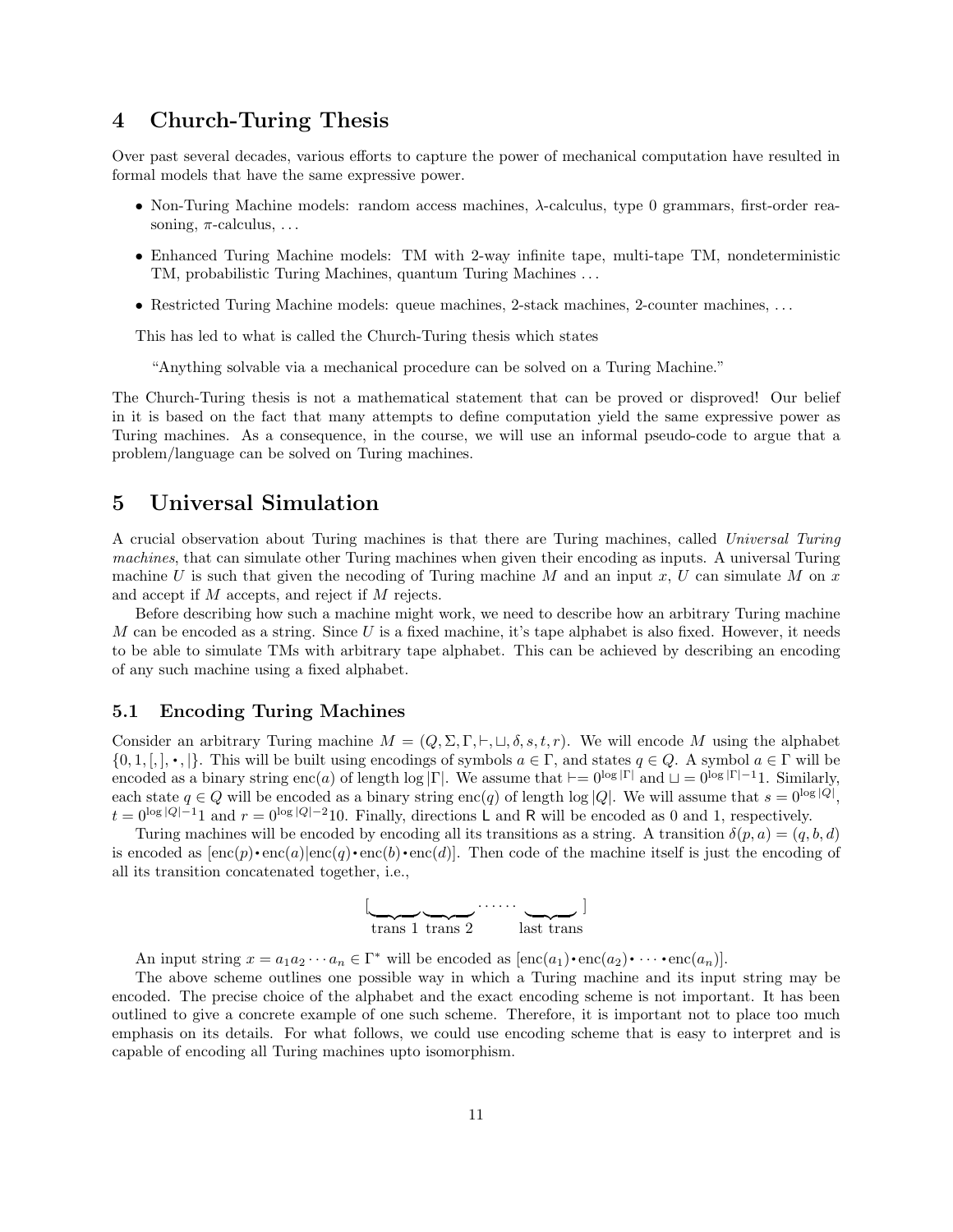## 4 Church-Turing Thesis

Over past several decades, various efforts to capture the power of mechanical computation have resulted in formal models that have the same expressive power.

- Non-Turing Machine models: random access machines, $\lambda$-calculus, type 0 grammars, first-order reasoning, $\pi$-calculus, ...
- Enhanced Turing Machine models: TM with 2-way infinite tape, multi-tape TM, nondeterministic TM, probabilistic Turing Machines, quantum Turing Machines ...
- Restricted Turing Machine models: queue machines, 2-stack machines, 2-counter machines, ...

This has led to what is called the Church-Turing thesis which states

> "Anything solvable via a mechanical procedure can be solved on a Turing Machine."

The Church-Turing thesis is not a mathematical statement that can be proved or disproved! Our belief in it is based on the fact that many attempts to define computation yield the same expressive power as Turing machines. As a consequence, in the course, we will use an informal pseudo-code to argue that a problem/language can be solved on Turing machines.

## 5 Universal Simulation

A crucial observation about Turing machines is that there are Turing machines, called *Universal Turing machines*, that can simulate other Turing machines when given their encoding as inputs. A universal Turing machine $U$ is such that given the necoding of Turing machine $M$ and an input $x$, $U$ can simulate $M$ on $x$ and accept if $M$ accepts, and reject if $M$ rejects.

Before describing how such a machine might work, we need to describe how an arbitrary Turing machine $M$ can be encoded as a string. Since $U$ is a fixed machine, it's tape alphabet is also fixed. However, it needs to be able to simulate TMs with arbitrary tape alphabet. This can be achieved by describing an encoding of any such machine using a fixed alphabet.

### 5.1 Encoding Turing Machines

Consider an arbitrary Turing machine $M = (Q, \Sigma, \Gamma, \vdash, \sqcup, \delta, s, t, r)$. We will encode $M$ using the alphabet $\{0, 1, [, ], \bullet, |\}$. This will be built using encodings of symbols $a \in \Gamma$, and states $q \in Q$. A symbol $a \in \Gamma$ will be encoded as a binary string $\text{enc}(a)$ of length $\log |\Gamma|$. We assume that $\vdash = 0^{\log |\Gamma|}$ and $\sqcup = 0^{\log |\Gamma| - 1}1$. Similarly, each state $q \in Q$ will be encoded as a binary string $\text{enc}(q)$ of length $\log |Q|$. We will assume that $s = 0^{\log |Q|}$, $t = 0^{\log |Q| - 1}1$ and $r = 0^{\log |Q| - 2}10$. Finally, directions L and R will be encoded as 0 and 1, respectively.

Turing machines will be encoded by encoding all its transitions as a string. A transition $\delta(p, a) = (q, b, d)$ is encoded as $[\text{enc}(p) \bullet \text{enc}(a) | \text{enc}(q) \bullet \text{enc}(b) \bullet \text{enc}(d)]$. Then code of the machine itself is just the encoding of all its transition concatenated together, i.e.,

$$[\underbrace{\qquad}_{\text{trans 1}}\underbrace{\qquad}_{\text{trans 2}}\cdots\cdots\underbrace{\qquad}_{\text{last trans}}]$$

An input string $x = a_1 a_2 \cdots a_n \in \Gamma^*$ will be encoded as $[\text{enc}(a_1) \bullet \text{enc}(a_2) \bullet \cdots \bullet \text{enc}(a_n)]$.

The above scheme outlines one possible way in which a Turing machine and its input string may be encoded. The precise choice of the alphabet and the exact encoding scheme is not important. It has been outlined to give a concrete example of one such scheme. Therefore, it is important not to place too much emphasis on its details. For what follows, we could use encoding scheme that is easy to interpret and is capable of encoding all Turing machines upto isomorphism.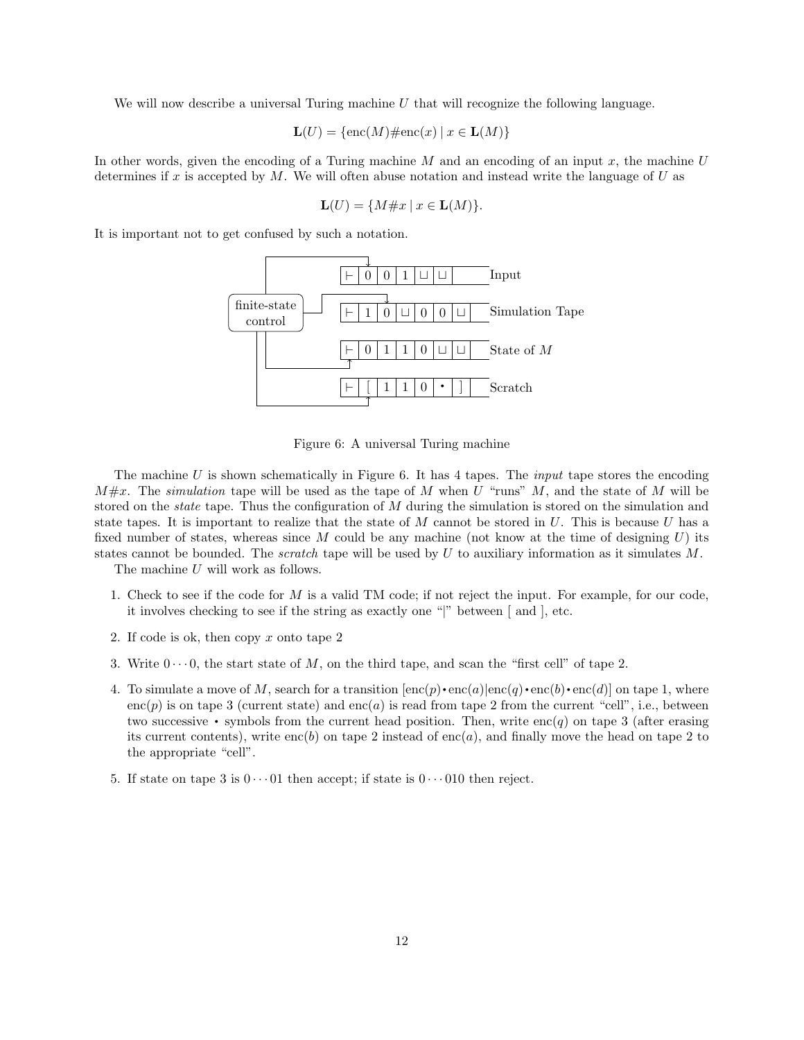We will now describe a universal Turing machine $U$ that will recognize the following language.

$$\mathbf{L}(U) = \{\text{enc}(M)\#\text{enc}(x) \mid x \in \mathbf{L}(M)\}$$

In other words, given the encoding of a Turing machine $M$ and an encoding of an input $x$, the machine $U$ determines if $x$ is accepted by $M$. We will often abuse notation and instead write the language of $U$ as

$$\mathbf{L}(U) = \{M\#x \mid x \in \mathbf{L}(M)\}.$$

It is important not to get confused by such a notation.

finite-state control

$\vdash$ 0 0 1 $\sqcup$ $\sqcup$ Input

$\vdash$ 1 0 $\sqcup$ 0 0 $\sqcup$ Simulation Tape

$\vdash$ 0 1 1 0 $\sqcup$ $\sqcup$ State of $M$

$\vdash$ [ 1 1 0 • ] Scratch

Figure 6: A universal Turing machine

The machine $U$ is shown schematically in Figure 6. It has 4 tapes. The *input* tape stores the encoding $M\#x$. The *simulation* tape will be used as the tape of $M$ when $U$ "runs" $M$, and the state of $M$ will be stored on the *state* tape. Thus the configuration of $M$ during the simulation is stored on the simulation and state tapes. It is important to realize that the state of $M$ cannot be stored in $U$. This is because $U$ has a fixed number of states, whereas since $M$ could be any machine (not know at the time of designing $U$) its states cannot be bounded. The *scratch* tape will be used by $U$ to auxiliary information as it simulates $M$.

The machine $U$ will work as follows.

1. Check to see if the code for $M$ is a valid TM code; if not reject the input. For example, for our code, it involves checking to see if the string as exactly one "|" between [ and ], etc.
2. If code is ok, then copy $x$ onto tape 2
3. Write $0 \cdots 0$, the start state of $M$, on the third tape, and scan the "first cell" of tape 2.
4. To simulate a move of $M$, search for a transition $[\text{enc}(p) \bullet \text{enc}(a) | \text{enc}(q) \bullet \text{enc}(b) \bullet \text{enc}(d)]$ on tape 1, where $\text{enc}(p)$ is on tape 3 (current state) and $\text{enc}(a)$ is read from tape 2 from the current "cell", i.e., between two successive • symbols from the current head position. Then, write $\text{enc}(q)$ on tape 3 (after erasing its current contents), write $\text{enc}(b)$ on tape 2 instead of $\text{enc}(a)$, and finally move the head on tape 2 to the appropriate "cell".
5. If state on tape 3 is $0 \cdots 01$ then accept; if state is $0 \cdots 010$ then reject.